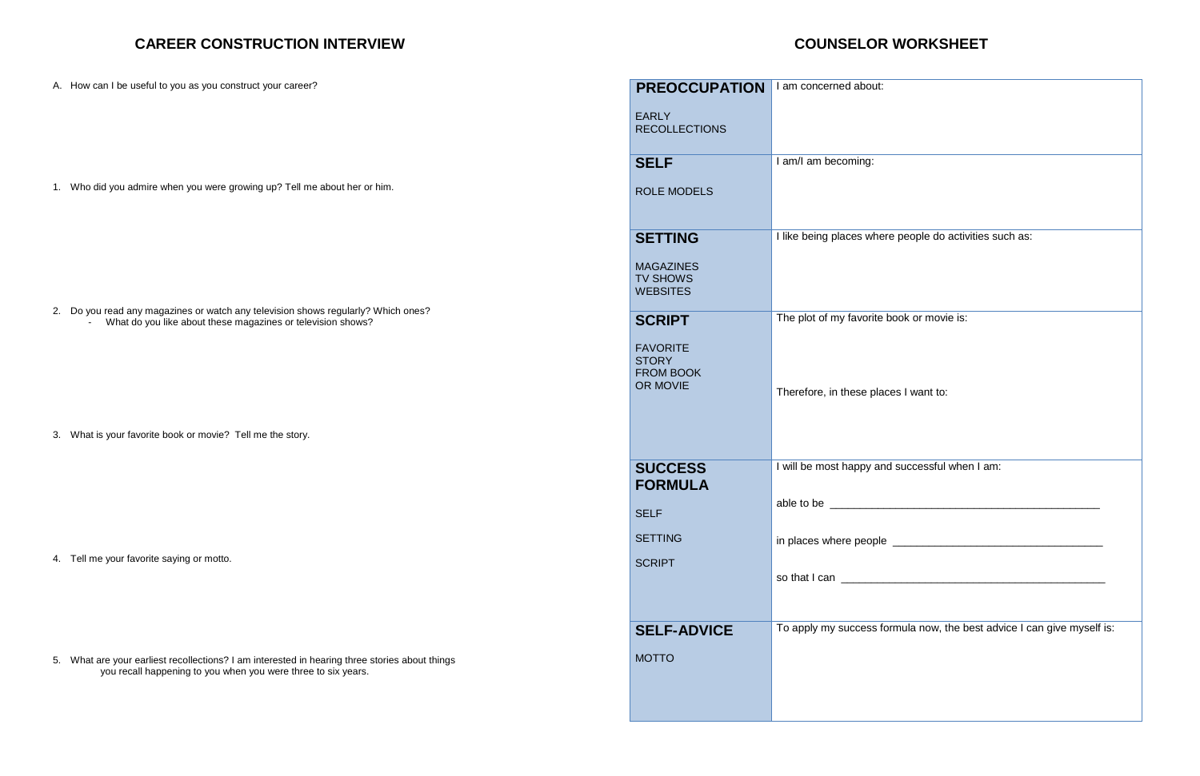## CAREER CONSTRUCTION INTERVIEW

A. How can I be useful to you as you construct your career?

1. Who did you admire when you were growing up? Tell me about her or him.

2. Do you read any magazines or watch any television shows regularly? Which ones?
   - What do you like about these magazines or television shows?

3. What is your favorite book or movie? Tell me the story.

4. Tell me your favorite saying or motto.

5. What are your earliest recollections? I am interested in hearing three stories about things you recall happening to you when you were three to six years.

## COUNSELOR WORKSHEET

| | |
|---|---|
| **PREOCCUPATION**<br><br>EARLY RECOLLECTIONS | I am concerned about: |
| **SELF**<br><br>ROLE MODELS | I am/I am becoming: |
| **SETTING**<br><br>MAGAZINES<br>TV SHOWS<br>WEBSITES | I like being places where people do activities such as: |
| **SCRIPT**<br><br>FAVORITE STORY FROM BOOK OR MOVIE | The plot of my favorite book or movie is:<br><br>Therefore, in these places I want to: |
| **SUCCESS FORMULA**<br><br>SELF<br><br>SETTING<br><br>SCRIPT | I will be most happy and successful when I am:<br><br>able to be ____________________________________________<br><br>in places where people _________________________________<br><br>so that I can ___________________________________________ |
| **SELF-ADVICE**<br><br>MOTTO | To apply my success formula now, the best advice I can give myself is: |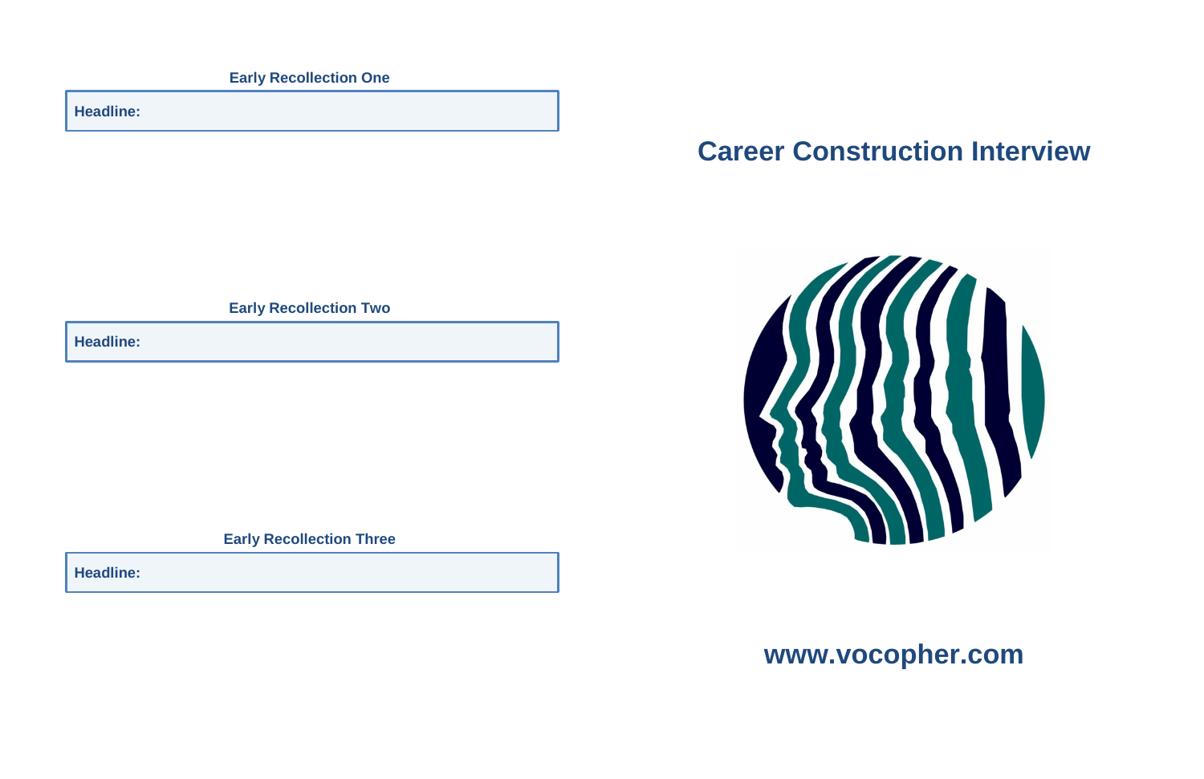**Early Recollection One**

**Headline:**

**Early Recollection Two**

**Headline:**

**Early Recollection Three**

**Headline:**

# Career Construction Interview

## www.vocopher.com